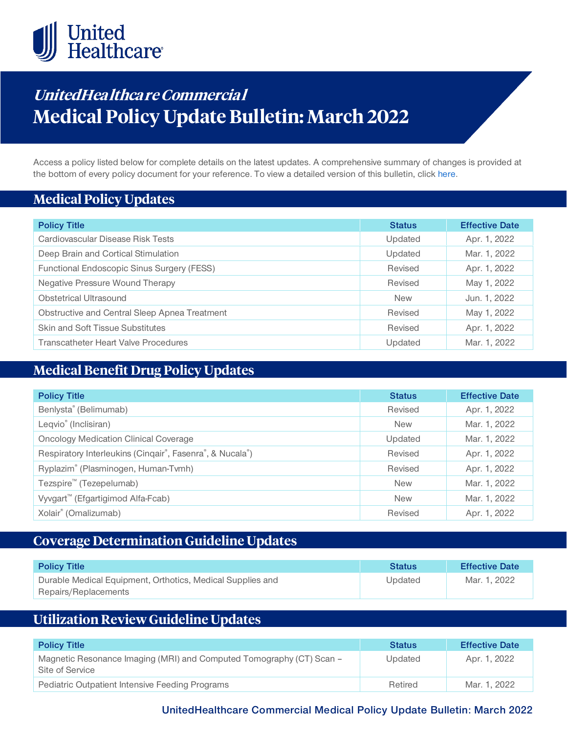UnitedHealthcare

# *UnitedHealthcare Commercial*
# Medical Policy Update Bulletin: March 2022

Access a policy listed below for complete details on the latest updates. A comprehensive summary of changes is provided at the bottom of every policy document for your reference. To view a detailed version of this bulletin, click here.

## Medical Policy Updates

| Policy Title | Status | Effective Date |
|---|---|---|
| Cardiovascular Disease Risk Tests | Updated | Apr. 1, 2022 |
| Deep Brain and Cortical Stimulation | Updated | Mar. 1, 2022 |
| Functional Endoscopic Sinus Surgery (FESS) | Revised | Apr. 1, 2022 |
| Negative Pressure Wound Therapy | Revised | May 1, 2022 |
| Obstetrical Ultrasound | New | Jun. 1, 2022 |
| Obstructive and Central Sleep Apnea Treatment | Revised | May 1, 2022 |
| Skin and Soft Tissue Substitutes | Revised | Apr. 1, 2022 |
| Transcatheter Heart Valve Procedures | Updated | Mar. 1, 2022 |

## Medical Benefit Drug Policy Updates

| Policy Title | Status | Effective Date |
|---|---|---|
| Benlysta® (Belimumab) | Revised | Apr. 1, 2022 |
| Leqvio® (Inclisiran) | New | Mar. 1, 2022 |
| Oncology Medication Clinical Coverage | Updated | Mar. 1, 2022 |
| Respiratory Interleukins (Cinqair®, Fasenra®, & Nucala®) | Revised | Apr. 1, 2022 |
| Ryplazim® (Plasminogen, Human-Tvmh) | Revised | Apr. 1, 2022 |
| Tezspire™ (Tezepelumab) | New | Mar. 1, 2022 |
| Vyvgart™ (Efgartigimod Alfa-Fcab) | New | Mar. 1, 2022 |
| Xolair® (Omalizumab) | Revised | Apr. 1, 2022 |

## Coverage Determination Guideline Updates

| Policy Title | Status | Effective Date |
|---|---|---|
| Durable Medical Equipment, Orthotics, Medical Supplies and Repairs/Replacements | Updated | Mar. 1, 2022 |

## Utilization Review Guideline Updates

| Policy Title | Status | Effective Date |
|---|---|---|
| Magnetic Resonance Imaging (MRI) and Computed Tomography (CT) Scan – Site of Service | Updated | Apr. 1, 2022 |
| Pediatric Outpatient Intensive Feeding Programs | Retired | Mar. 1, 2022 |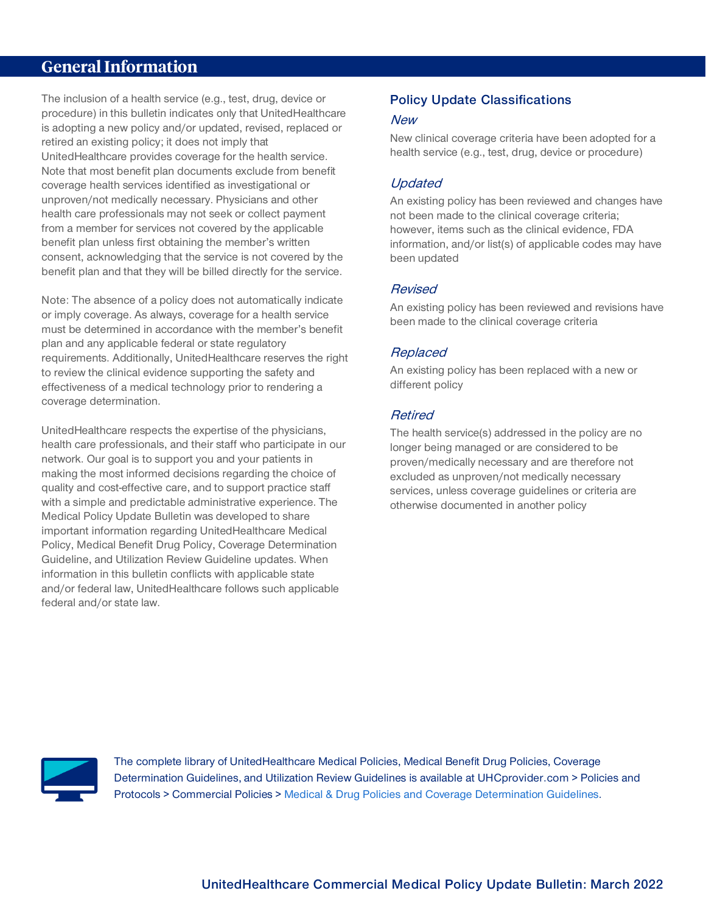## General Information

The inclusion of a health service (e.g., test, drug, device or procedure) in this bulletin indicates only that UnitedHealthcare is adopting a new policy and/or updated, revised, replaced or retired an existing policy; it does not imply that UnitedHealthcare provides coverage for the health service. Note that most benefit plan documents exclude from benefit coverage health services identified as investigational or unproven/not medically necessary. Physicians and other health care professionals may not seek or collect payment from a member for services not covered by the applicable benefit plan unless first obtaining the member's written consent, acknowledging that the service is not covered by the benefit plan and that they will be billed directly for the service.

Note: The absence of a policy does not automatically indicate or imply coverage. As always, coverage for a health service must be determined in accordance with the member's benefit plan and any applicable federal or state regulatory requirements. Additionally, UnitedHealthcare reserves the right to review the clinical evidence supporting the safety and effectiveness of a medical technology prior to rendering a coverage determination.

UnitedHealthcare respects the expertise of the physicians, health care professionals, and their staff who participate in our network. Our goal is to support you and your patients in making the most informed decisions regarding the choice of quality and cost-effective care, and to support practice staff with a simple and predictable administrative experience. The Medical Policy Update Bulletin was developed to share important information regarding UnitedHealthcare Medical Policy, Medical Benefit Drug Policy, Coverage Determination Guideline, and Utilization Review Guideline updates. When information in this bulletin conflicts with applicable state and/or federal law, UnitedHealthcare follows such applicable federal and/or state law.

### Policy Update Classifications

#### *New*

New clinical coverage criteria have been adopted for a health service (e.g., test, drug, device or procedure)

#### *Updated*

An existing policy has been reviewed and changes have not been made to the clinical coverage criteria; however, items such as the clinical evidence, FDA information, and/or list(s) of applicable codes may have been updated

#### *Revised*

An existing policy has been reviewed and revisions have been made to the clinical coverage criteria

#### *Replaced*

An existing policy has been replaced with a new or different policy

#### *Retired*

The health service(s) addressed in the policy are no longer being managed or are considered to be proven/medically necessary and are therefore not excluded as unproven/not medically necessary services, unless coverage guidelines or criteria are otherwise documented in another policy

The complete library of UnitedHealthcare Medical Policies, Medical Benefit Drug Policies, Coverage Determination Guidelines, and Utilization Review Guidelines is available at UHCprovider.com > Policies and Protocols > Commercial Policies > Medical & Drug Policies and Coverage Determination Guidelines.